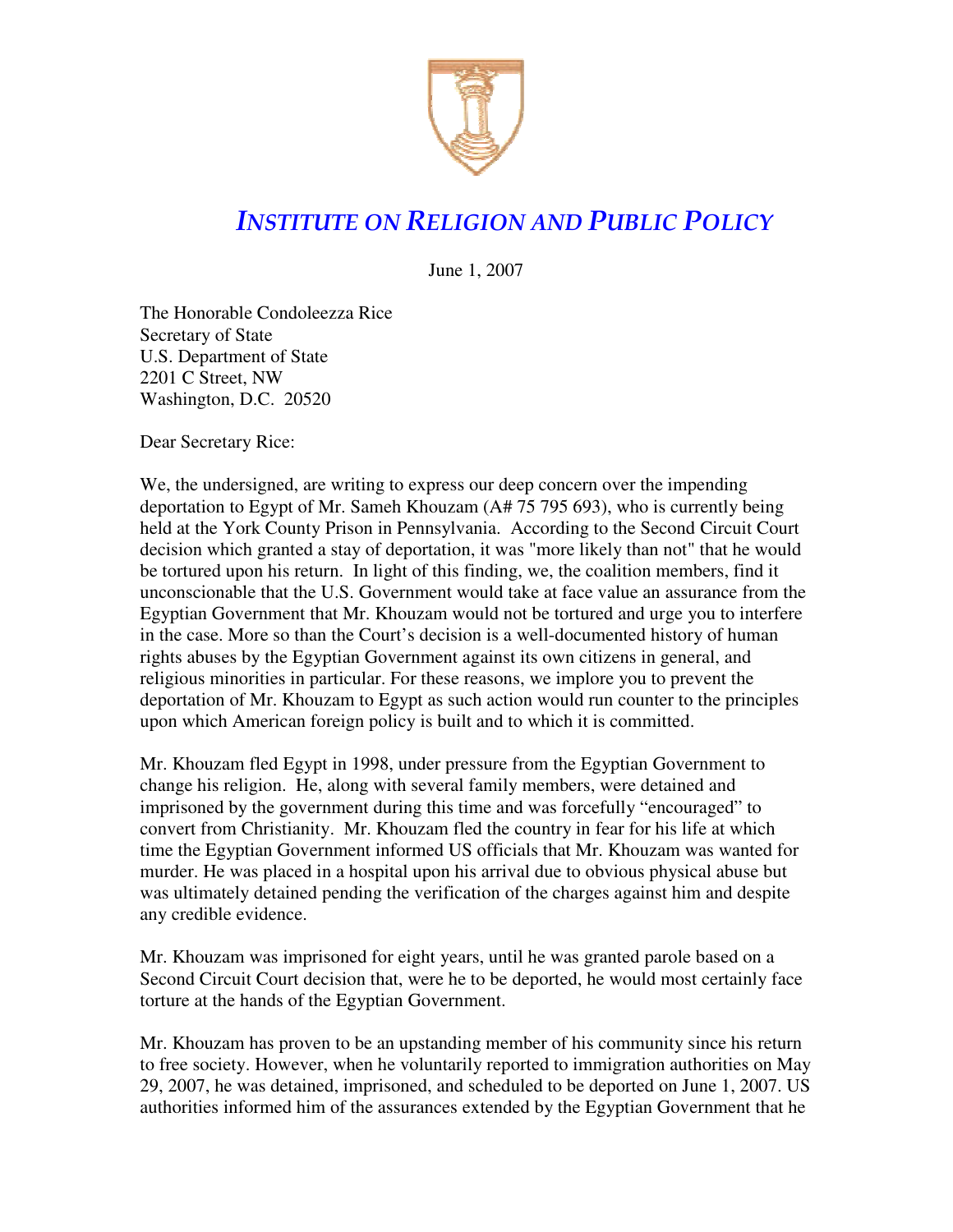# *INSTITUTE ON RELIGION AND PUBLIC POLICY*

June 1, 2007

The Honorable Condoleezza Rice
Secretary of State
U.S. Department of State
2201 C Street, NW
Washington, D.C. 20520

Dear Secretary Rice:

We, the undersigned, are writing to express our deep concern over the impending deportation to Egypt of Mr. Sameh Khouzam (A# 75 795 693), who is currently being held at the York County Prison in Pennsylvania. According to the Second Circuit Court decision which granted a stay of deportation, it was "more likely than not" that he would be tortured upon his return. In light of this finding, we, the coalition members, find it unconscionable that the U.S. Government would take at face value an assurance from the Egyptian Government that Mr. Khouzam would not be tortured and urge you to interfere in the case. More so than the Court's decision is a well-documented history of human rights abuses by the Egyptian Government against its own citizens in general, and religious minorities in particular. For these reasons, we implore you to prevent the deportation of Mr. Khouzam to Egypt as such action would run counter to the principles upon which American foreign policy is built and to which it is committed.

Mr. Khouzam fled Egypt in 1998, under pressure from the Egyptian Government to change his religion. He, along with several family members, were detained and imprisoned by the government during this time and was forcefully "encouraged" to convert from Christianity. Mr. Khouzam fled the country in fear for his life at which time the Egyptian Government informed US officials that Mr. Khouzam was wanted for murder. He was placed in a hospital upon his arrival due to obvious physical abuse but was ultimately detained pending the verification of the charges against him and despite any credible evidence.

Mr. Khouzam was imprisoned for eight years, until he was granted parole based on a Second Circuit Court decision that, were he to be deported, he would most certainly face torture at the hands of the Egyptian Government.

Mr. Khouzam has proven to be an upstanding member of his community since his return to free society. However, when he voluntarily reported to immigration authorities on May 29, 2007, he was detained, imprisoned, and scheduled to be deported on June 1, 2007. US authorities informed him of the assurances extended by the Egyptian Government that he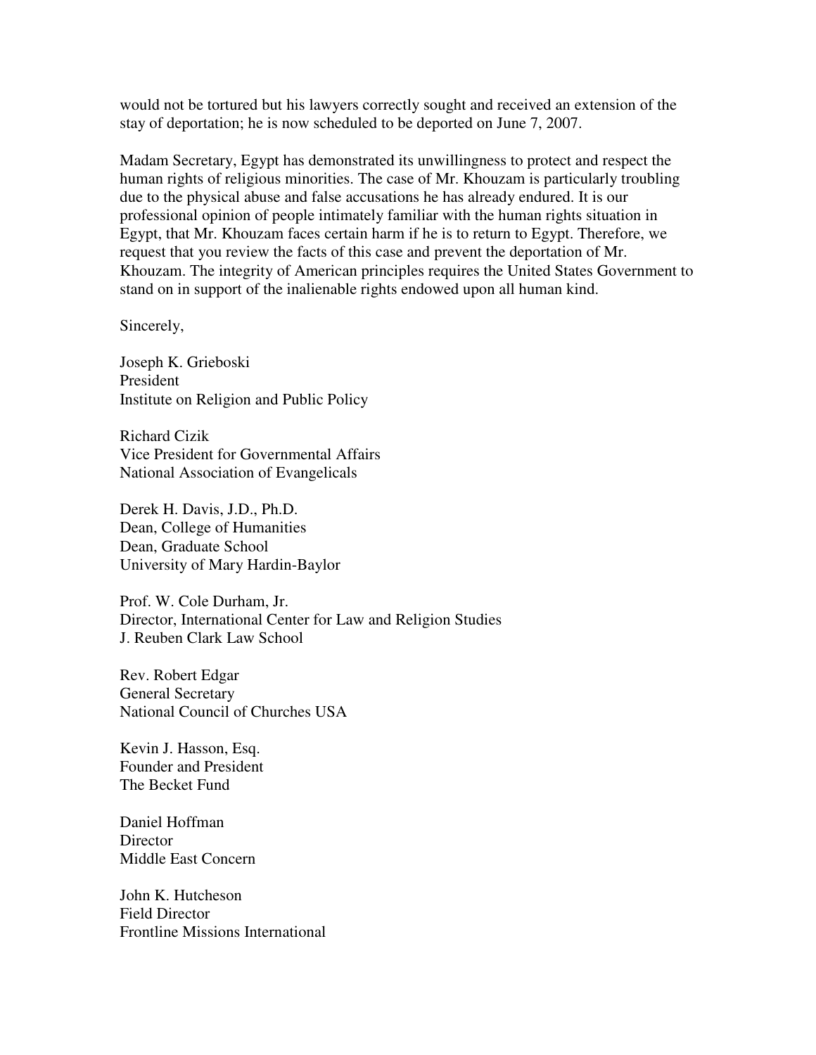would not be tortured but his lawyers correctly sought and received an extension of the stay of deportation; he is now scheduled to be deported on June 7, 2007.

Madam Secretary, Egypt has demonstrated its unwillingness to protect and respect the human rights of religious minorities. The case of Mr. Khouzam is particularly troubling due to the physical abuse and false accusations he has already endured. It is our professional opinion of people intimately familiar with the human rights situation in Egypt, that Mr. Khouzam faces certain harm if he is to return to Egypt. Therefore, we request that you review the facts of this case and prevent the deportation of Mr. Khouzam. The integrity of American principles requires the United States Government to stand on in support of the inalienable rights endowed upon all human kind.

Sincerely,

Joseph K. Grieboski  
President  
Institute on Religion and Public Policy

Richard Cizik  
Vice President for Governmental Affairs  
National Association of Evangelicals

Derek H. Davis, J.D., Ph.D.  
Dean, College of Humanities  
Dean, Graduate School  
University of Mary Hardin-Baylor

Prof. W. Cole Durham, Jr.  
Director, International Center for Law and Religion Studies  
J. Reuben Clark Law School

Rev. Robert Edgar  
General Secretary  
National Council of Churches USA

Kevin J. Hasson, Esq.  
Founder and President  
The Becket Fund

Daniel Hoffman  
Director  
Middle East Concern

John K. Hutcheson  
Field Director  
Frontline Missions International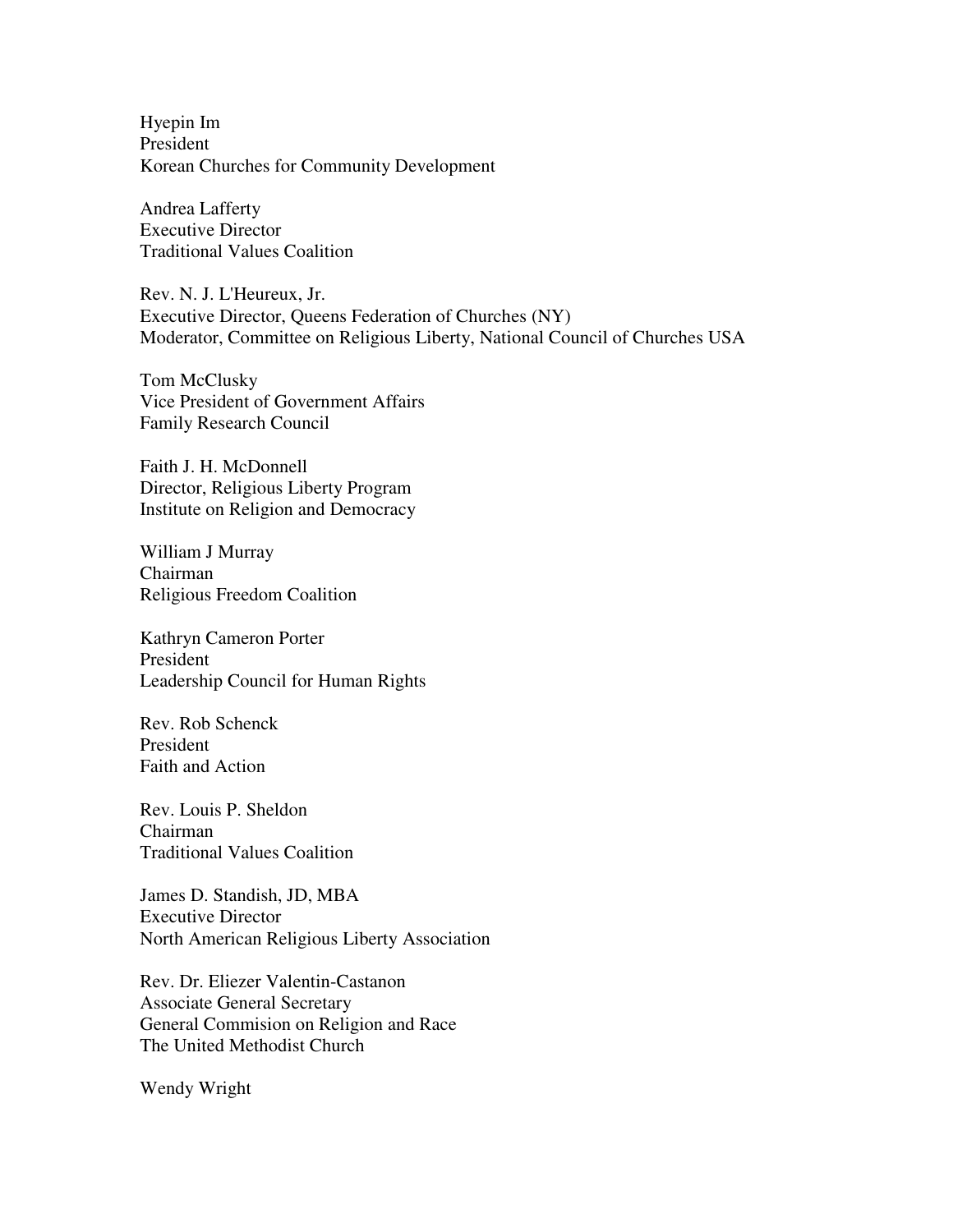Hyepin Im
President
Korean Churches for Community Development

Andrea Lafferty
Executive Director
Traditional Values Coalition

Rev. N. J. L'Heureux, Jr.
Executive Director, Queens Federation of Churches (NY)
Moderator, Committee on Religious Liberty, National Council of Churches USA

Tom McClusky
Vice President of Government Affairs
Family Research Council

Faith J. H. McDonnell
Director, Religious Liberty Program
Institute on Religion and Democracy

William J Murray
Chairman
Religious Freedom Coalition

Kathryn Cameron Porter
President
Leadership Council for Human Rights

Rev. Rob Schenck
President
Faith and Action

Rev. Louis P. Sheldon
Chairman
Traditional Values Coalition

James D. Standish, JD, MBA
Executive Director
North American Religious Liberty Association

Rev. Dr. Eliezer Valentin-Castanon
Associate General Secretary
General Commision on Religion and Race
The United Methodist Church

Wendy Wright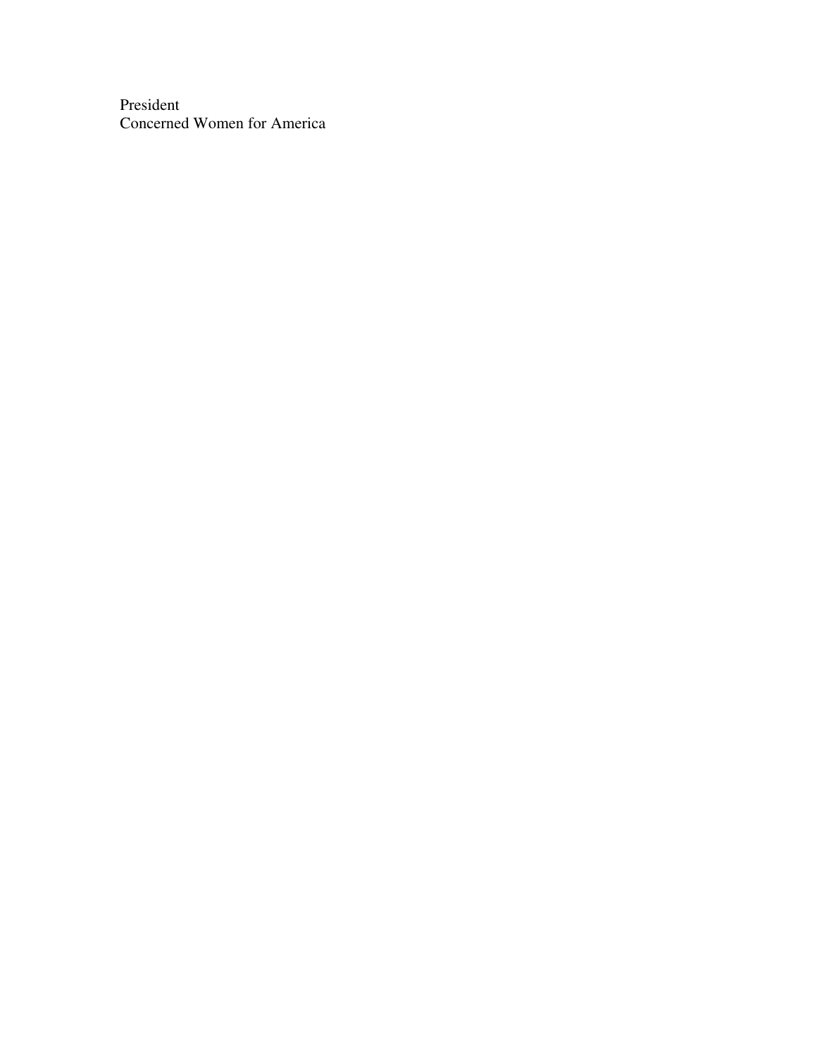President
Concerned Women for America